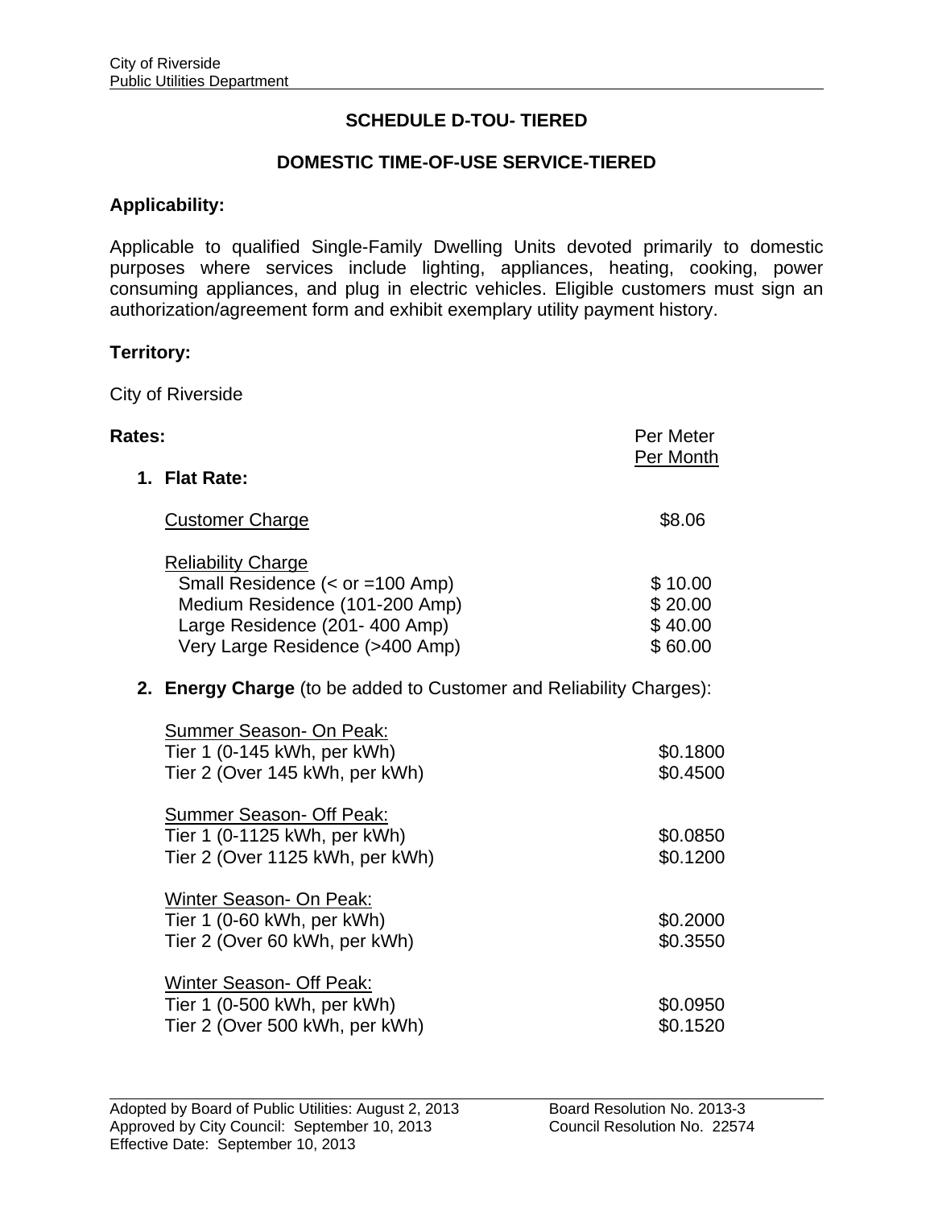# SCHEDULE D-TOU- TIERED

## DOMESTIC TIME-OF-USE SERVICE-TIERED

**Applicability:**

Applicable to qualified Single-Family Dwelling Units devoted primarily to domestic purposes where services include lighting, appliances, heating, cooking, power consuming appliances, and plug in electric vehicles. Eligible customers must sign an authorization/agreement form and exhibit exemplary utility payment history.

**Territory:**

City of Riverside

**Rates:**

| | Per Meter Per Month |
|---|---|
| **1. Flat Rate:** | |
| Customer Charge | $8.06 |
| Reliability Charge | |
| Small Residence (< or =100 Amp) | $ 10.00 |
| Medium Residence (101-200 Amp) | $ 20.00 |
| Large Residence (201- 400 Amp) | $ 40.00 |
| Very Large Residence (>400 Amp) | $ 60.00 |

**2. Energy Charge** (to be added to Customer and Reliability Charges):

| | |
|---|---|
| Summer Season- On Peak: | |
| Tier 1 (0-145 kWh, per kWh) | $0.1800 |
| Tier 2 (Over 145 kWh, per kWh) | $0.4500 |
| Summer Season- Off Peak: | |
| Tier 1 (0-1125 kWh, per kWh) | $0.0850 |
| Tier 2 (Over 1125 kWh, per kWh) | $0.1200 |
| Winter Season- On Peak: | |
| Tier 1 (0-60 kWh, per kWh) | $0.2000 |
| Tier 2 (Over 60 kWh, per kWh) | $0.3550 |
| Winter Season- Off Peak: | |
| Tier 1 (0-500 kWh, per kWh) | $0.0950 |
| Tier 2 (Over 500 kWh, per kWh) | $0.1520 |

Adopted by Board of Public Utilities: August 2, 2013 — Board Resolution No. 2013-3
Approved by City Council: September 10, 2013 — Council Resolution No. 22574
Effective Date: September 10, 2013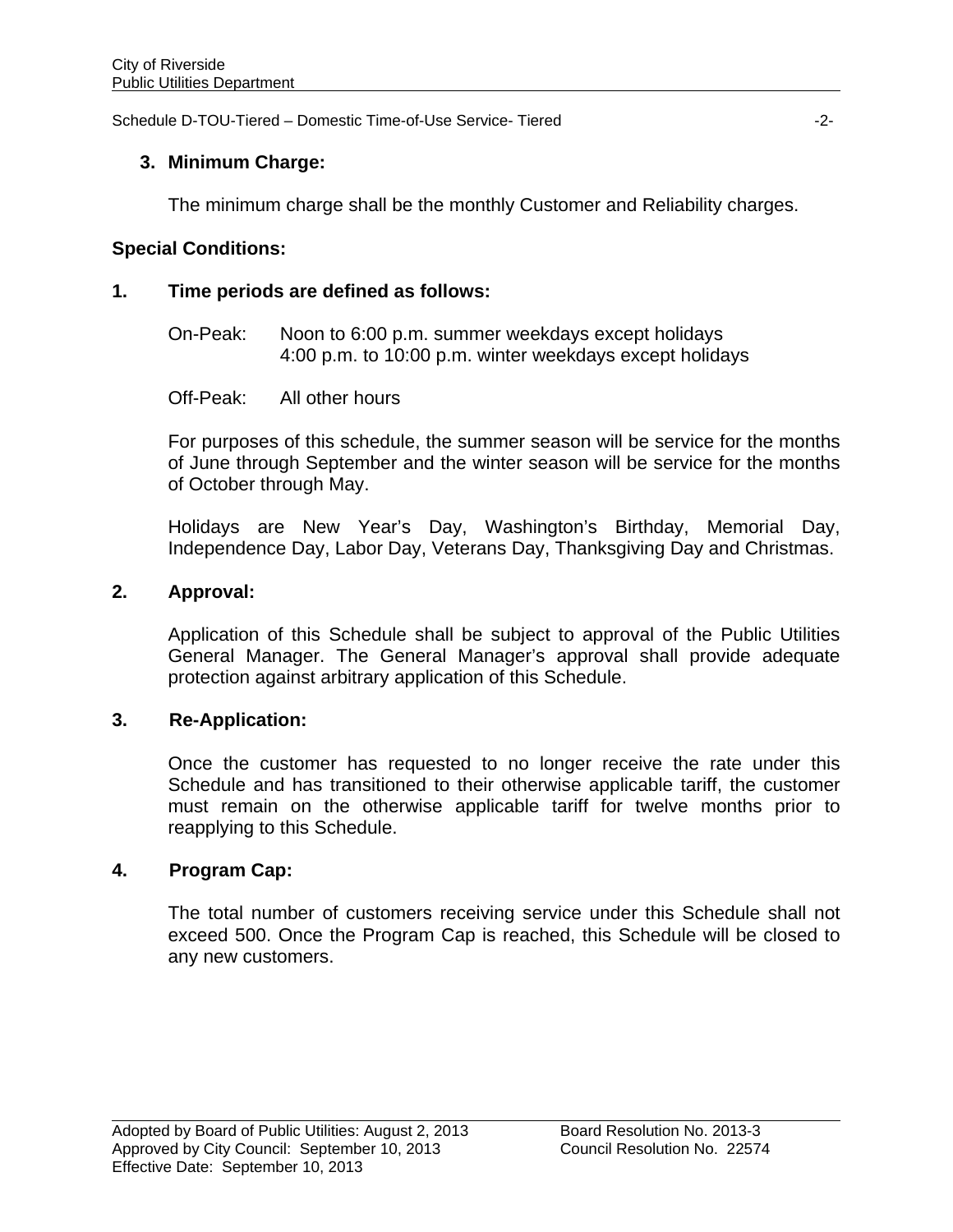3. **Minimum Charge:**

   The minimum charge shall be the monthly Customer and Reliability charges.

**Special Conditions:**

**1. Time periods are defined as follows:**

On-Peak: Noon to 6:00 p.m. summer weekdays except holidays
4:00 p.m. to 10:00 p.m. winter weekdays except holidays

Off-Peak: All other hours

For purposes of this schedule, the summer season will be service for the months of June through September and the winter season will be service for the months of October through May.

Holidays are New Year's Day, Washington's Birthday, Memorial Day, Independence Day, Labor Day, Veterans Day, Thanksgiving Day and Christmas.

**2. Approval:**

Application of this Schedule shall be subject to approval of the Public Utilities General Manager. The General Manager's approval shall provide adequate protection against arbitrary application of this Schedule.

**3. Re-Application:**

Once the customer has requested to no longer receive the rate under this Schedule and has transitioned to their otherwise applicable tariff, the customer must remain on the otherwise applicable tariff for twelve months prior to reapplying to this Schedule.

**4. Program Cap:**

The total number of customers receiving service under this Schedule shall not exceed 500. Once the Program Cap is reached, this Schedule will be closed to any new customers.

Adopted by Board of Public Utilities: August 2, 2013 Board Resolution No. 2013-3
Approved by City Council: September 10, 2013 Council Resolution No. 22574
Effective Date: September 10, 2013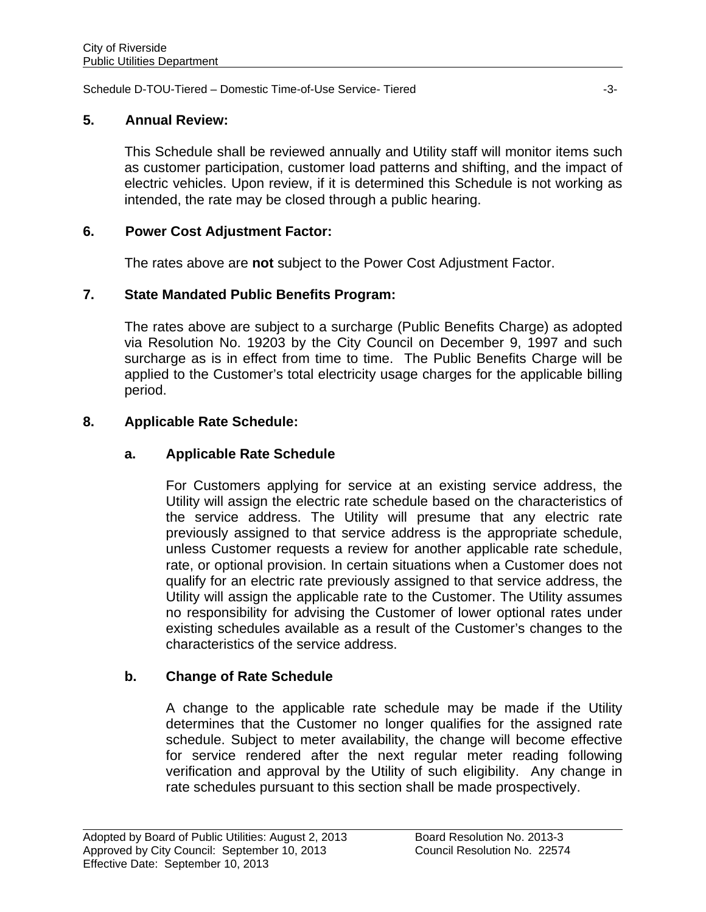## 5. Annual Review:

This Schedule shall be reviewed annually and Utility staff will monitor items such as customer participation, customer load patterns and shifting, and the impact of electric vehicles. Upon review, if it is determined this Schedule is not working as intended, the rate may be closed through a public hearing.

## 6. Power Cost Adjustment Factor:

The rates above are **not** subject to the Power Cost Adjustment Factor.

## 7. State Mandated Public Benefits Program:

The rates above are subject to a surcharge (Public Benefits Charge) as adopted via Resolution No. 19203 by the City Council on December 9, 1997 and such surcharge as is in effect from time to time. The Public Benefits Charge will be applied to the Customer's total electricity usage charges for the applicable billing period.

## 8. Applicable Rate Schedule:

### a. Applicable Rate Schedule

For Customers applying for service at an existing service address, the Utility will assign the electric rate schedule based on the characteristics of the service address. The Utility will presume that any electric rate previously assigned to that service address is the appropriate schedule, unless Customer requests a review for another applicable rate schedule, rate, or optional provision. In certain situations when a Customer does not qualify for an electric rate previously assigned to that service address, the Utility will assign the applicable rate to the Customer. The Utility assumes no responsibility for advising the Customer of lower optional rates under existing schedules available as a result of the Customer's changes to the characteristics of the service address.

### b. Change of Rate Schedule

A change to the applicable rate schedule may be made if the Utility determines that the Customer no longer qualifies for the assigned rate schedule. Subject to meter availability, the change will become effective for service rendered after the next regular meter reading following verification and approval by the Utility of such eligibility. Any change in rate schedules pursuant to this section shall be made prospectively.

Adopted by Board of Public Utilities: August 2, 2013
Approved by City Council: September 10, 2013
Effective Date: September 10, 2013

Board Resolution No. 2013-3
Council Resolution No. 22574